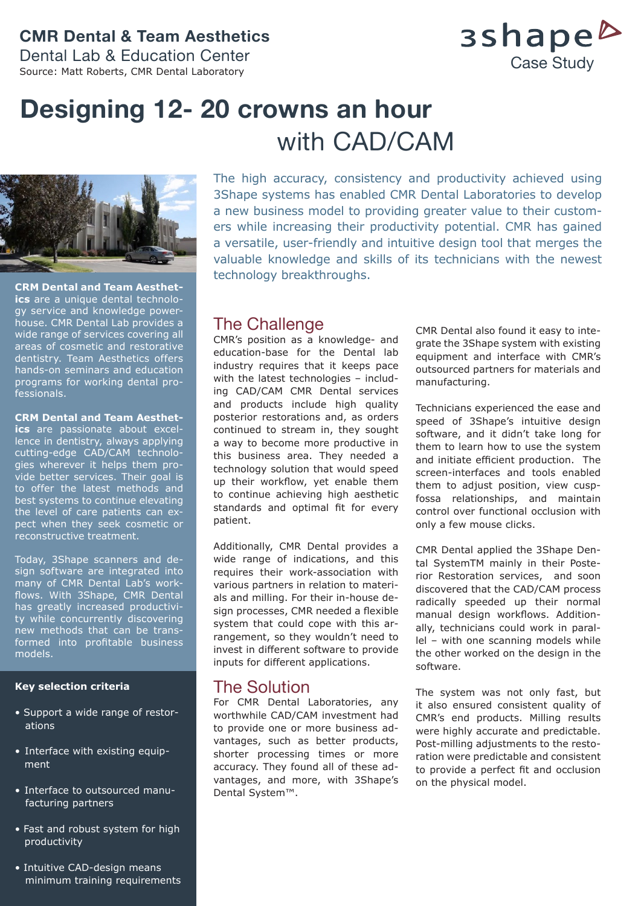**CMR Dental & Team Aesthetics**
Dental Lab & Education Center
Source: Matt Roberts, CMR Dental Laboratory

3shape Case Study

# Designing 12- 20 crowns an hour with CAD/CAM

The high accuracy, consistency and productivity achieved using 3Shape systems has enabled CMR Dental Laboratories to develop a new business model to providing greater value to their customers while increasing their productivity potential. CMR has gained a versatile, user-friendly and intuitive design tool that merges the valuable knowledge and skills of its technicians with the newest technology breakthroughs.

**CRM Dental and Team Aesthetics** are a unique dental technology service and knowledge powerhouse. CMR Dental Lab provides a wide range of services covering all areas of cosmetic and restorative dentistry. Team Aesthetics offers hands-on seminars and education programs for working dental professionals.

**CRM Dental and Team Aesthetics** are passionate about excellence in dentistry, always applying cutting-edge CAD/CAM technologies wherever it helps them provide better services. Their goal is to offer the latest methods and best systems to continue elevating the level of care patients can expect when they seek cosmetic or reconstructive treatment.

Today, 3Shape scanners and design software are integrated into many of CMR Dental Lab's workflows. With 3Shape, CMR Dental has greatly increased productivity while concurrently discovering new methods that can be transformed into profitable business models.

**Key selection criteria**

- Support a wide range of restorations
- Interface with existing equipment
- Interface to outsourced manufacturing partners
- Fast and robust system for high productivity
- Intuitive CAD-design means minimum training requirements

## The Challenge

CMR's position as a knowledge- and education-base for the Dental lab industry requires that it keeps pace with the latest technologies – including CAD/CAM CMR Dental services and products include high quality posterior restorations and, as orders continued to stream in, they sought a way to become more productive in this business area. They needed a technology solution that would speed up their workflow, yet enable them to continue achieving high aesthetic standards and optimal fit for every patient.

Additionally, CMR Dental provides a wide range of indications, and this requires their work-association with various partners in relation to materials and milling. For their in-house design processes, CMR needed a flexible system that could cope with this arrangement, so they wouldn't need to invest in different software to provide inputs for different applications.

## The Solution

For CMR Dental Laboratories, any worthwhile CAD/CAM investment had to provide one or more business advantages, such as better products, shorter processing times or more accuracy. They found all of these advantages, and more, with 3Shape's Dental System™.

CMR Dental also found it easy to integrate the 3Shape system with existing equipment and interface with CMR's outsourced partners for materials and manufacturing.

Technicians experienced the ease and speed of 3Shape's intuitive design software, and it didn't take long for them to learn how to use the system and initiate efficient production. The screen-interfaces and tools enabled them to adjust position, view cusp-fossa relationships, and maintain control over functional occlusion with only a few mouse clicks.

CMR Dental applied the 3Shape Dental SystemTM mainly in their Posterior Restoration services, and soon discovered that the CAD/CAM process radically speeded up their normal manual design workflows. Additionally, technicians could work in parallel – with one scanning models while the other worked on the design in the software.

The system was not only fast, but it also ensured consistent quality of CMR's end products. Milling results were highly accurate and predictable. Post-milling adjustments to the restoration were predictable and consistent to provide a perfect fit and occlusion on the physical model.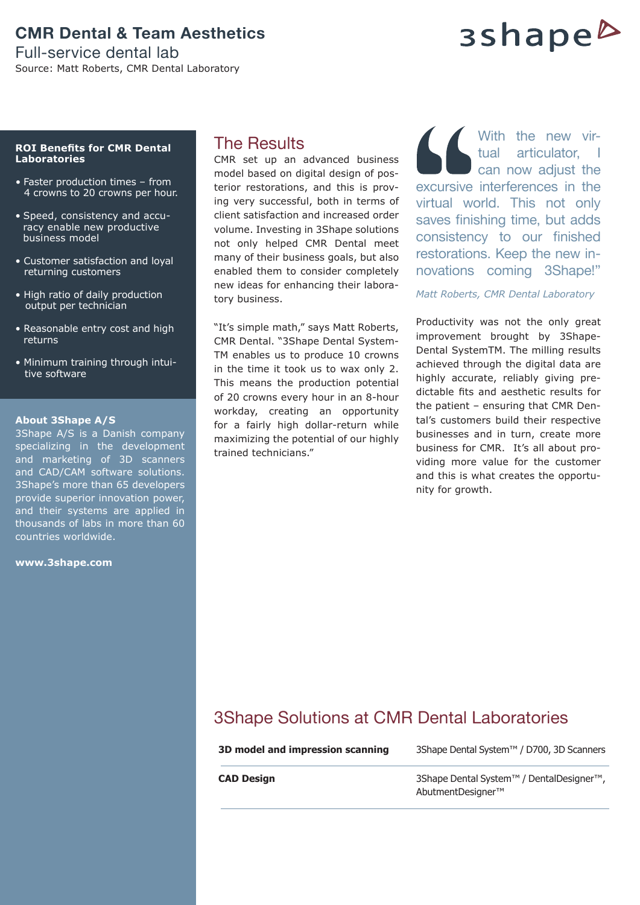# CMR Dental & Team Aesthetics

Full-service dental lab

Source: Matt Roberts, CMR Dental Laboratory

**ROI Benefits for CMR Dental Laboratories**

- Faster production times – from 4 crowns to 20 crowns per hour.
- Speed, consistency and accuracy enable new productive business model
- Customer satisfaction and loyal returning customers
- High ratio of daily production output per technician
- Reasonable entry cost and high returns
- Minimum training through intuitive software

**About 3Shape A/S**

3Shape A/S is a Danish company specializing in the development and marketing of 3D scanners and CAD/CAM software solutions. 3Shape's more than 65 developers provide superior innovation power, and their systems are applied in thousands of labs in more than 60 countries worldwide.

**www.3shape.com**

## The Results

CMR set up an advanced business model based on digital design of posterior restorations, and this is proving very successful, both in terms of client satisfaction and increased order volume. Investing in 3Shape solutions not only helped CMR Dental meet many of their business goals, but also enabled them to consider completely new ideas for enhancing their laboratory business.

"It's simple math," says Matt Roberts, CMR Dental. "3Shape Dental SystemTM enables us to produce 10 crowns in the time it took us to wax only 2. This means the production potential of 20 crowns every hour in an 8-hour workday, creating an opportunity for a fairly high dollar-return while maximizing the potential of our highly trained technicians."

> "With the new virtual articulator, I can now adjust the excursive interferences in the virtual world. This not only saves finishing time, but adds consistency to our finished restorations. Keep the new innovations coming 3Shape!"
>
> *Matt Roberts, CMR Dental Laboratory*

Productivity was not the only great improvement brought by 3Shape-Dental SystemTM. The milling results achieved through the digital data are highly accurate, reliably giving predictable fits and aesthetic results for the patient – ensuring that CMR Dental's customers build their respective businesses and in turn, create more business for CMR. It's all about providing more value for the customer and this is what creates the opportunity for growth.

## 3Shape Solutions at CMR Dental Laboratories

| | |
|---|---|
| **3D model and impression scanning** | 3Shape Dental System™ / D700, 3D Scanners |
| **CAD Design** | 3Shape Dental System™ / DentalDesigner™, AbutmentDesigner™ |